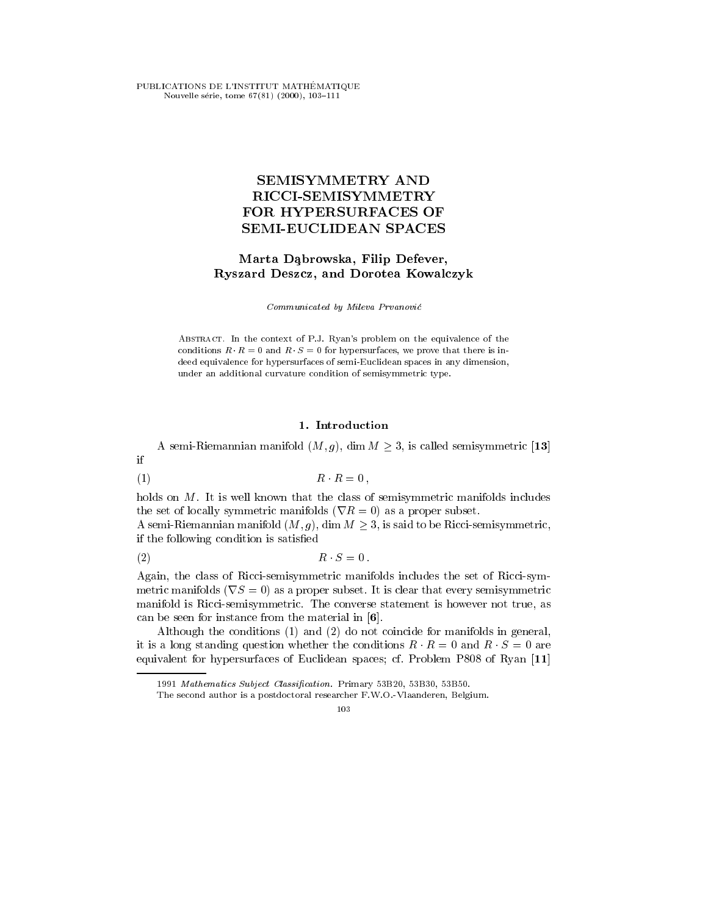# SEMISYMMETRY AND RICCI-SEMISYMMETRY FOR HYPERSURFACES OF SEMI-EUCLIDEAN SPACES

**Marta Dąbrowska, Filip Defever, Ryszard Deszcz, and Dorotea Kowalczyk**

*Communicated by Mileva Prvanović*

Abstract. In the context of P.J. Ryan's problem on the equivalence of the conditions $R \cdot R = 0$ and $R \cdot S = 0$ for hypersurfaces, we prove that there is indeed equivalence for hypersurfaces of semi-Euclidean spaces in any dimension, under an additional curvature condition of semisymmetric type.

## 1. Introduction

A semi-Riemannian manifold $(M, g)$, $\dim M \geq 3$, is called semisymmetric [**13**] if

$$R \cdot R = 0\,, \tag{1}$$

holds on $M$. It is well known that the class of semisymmetric manifolds includes the set of locally symmetric manifolds ($\nabla R = 0$) as a proper subset.
A semi-Riemannian manifold $(M, g)$, $\dim M \geq 3$, is said to be Ricci-semisymmetric, if the following condition is satisfied

$$R \cdot S = 0\,. \tag{2}$$

Again, the class of Ricci-semisymmetric manifolds includes the set of Ricci-symmetric manifolds ($\nabla S = 0$) as a proper subset. It is clear that every semisymmetric manifold is Ricci-semisymmetric. The converse statement is however not true, as can be seen for instance from the material in [**6**].

Although the conditions (1) and (2) do not coincide for manifolds in general, it is a long standing question whether the conditions $R \cdot R = 0$ and $R \cdot S = 0$ are equivalent for hypersurfaces of Euclidean spaces; cf. Problem P808 of Ryan [**11**]

---

1991 *Mathematics Subject Classification.* Primary 53B20, 53B30, 53B50.

The second author is a postdoctoral researcher F.W.O.-Vlaanderen, Belgium.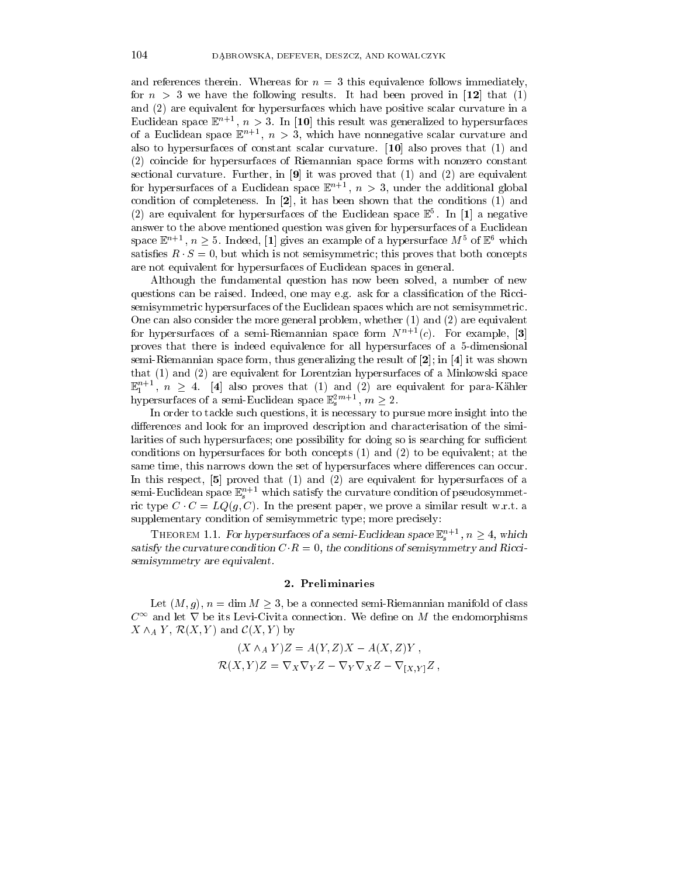and references therein. Whereas for $n = 3$ this equivalence follows immediately, for $n > 3$ we have the following results. It had been proved in **[12]** that (1) and (2) are equivalent for hypersurfaces which have positive scalar curvature in a Euclidean space $\mathbb{E}^{n+1}$, $n > 3$. In **[10]** this result was generalized to hypersurfaces of a Euclidean space $\mathbb{E}^{n+1}$, $n > 3$, which have nonnegative scalar curvature and also to hypersurfaces of constant scalar curvature. **[10]** also proves that (1) and (2) coincide for hypersurfaces of Riemannian space forms with nonzero constant sectional curvature. Further, in **[9]** it was proved that (1) and (2) are equivalent for hypersurfaces of a Euclidean space $\mathbb{E}^{n+1}$, $n > 3$, under the additional global condition of completeness. In **[2]**, it has been shown that the conditions (1) and (2) are equivalent for hypersurfaces of the Euclidean space $\mathbb{E}^5$. In **[1]** a negative answer to the above mentioned question was given for hypersurfaces of a Euclidean space $\mathbb{E}^{n+1}$, $n \geq 5$. Indeed, **[1]** gives an example of a hypersurface $M^5$ of $\mathbb{E}^6$ which satisfies $R \cdot S = 0$, but which is not semisymmetric; this proves that both concepts are not equivalent for hypersurfaces of Euclidean spaces in general.

Although the fundamental question has now been solved, a number of new questions can be raised. Indeed, one may e.g. ask for a classification of the Ricci-semisymmetric hypersurfaces of the Euclidean spaces which are not semisymmetric. One can also consider the more general problem, whether (1) and (2) are equivalent for hypersurfaces of a semi-Riemannian space form $N^{n+1}(c)$. For example, **[3]** proves that there is indeed equivalence for all hypersurfaces of a 5-dimensional semi-Riemannian space form, thus generalizing the result of **[2]**; in **[4]** it was shown that (1) and (2) are equivalent for Lorentzian hypersurfaces of a Minkowski space $\mathbb{E}_1^{n+1}$, $n \geq 4$. **[4]** also proves that (1) and (2) are equivalent for para-Kähler hypersurfaces of a semi-Euclidean space $\mathbb{E}_s^{2m+1}$, $m \geq 2$.

In order to tackle such questions, it is necessary to pursue more insight into the differences and look for an improved description and characterisation of the similarities of such hypersurfaces; one possibility for doing so is searching for sufficient conditions on hypersurfaces for both concepts (1) and (2) to be equivalent; at the same time, this narrows down the set of hypersurfaces where differences can occur. In this respect, **[5]** proved that (1) and (2) are equivalent for hypersurfaces of a semi-Euclidean space $\mathbb{E}_s^{n+1}$ which satisfy the curvature condition of pseudosymmetric type $C \cdot C = LQ(g, C)$. In the present paper, we prove a similar result w.r.t. a supplementary condition of semisymmetric type; more precisely:

Theorem 1.1. *For hypersurfaces of a semi-Euclidean space $\mathbb{E}_s^{n+1}$, $n \geq 4$, which satisfy the curvature condition $C \cdot R = 0$, the conditions of semisymmetry and Ricci-semisymmetry are equivalent.*

## 2. Preliminaries

Let $(M, g)$, $n = \dim M \geq 3$, be a connected semi-Riemannian manifold of class $C^\infty$ and let $\nabla$ be its Levi-Civita connection. We define on $M$ the endomorphisms $X \wedge_A Y$, $\mathcal{R}(X, Y)$ and $\mathcal{C}(X, Y)$ by

$$(X \wedge_A Y)Z = A(Y, Z)X - A(X, Z)Y\,,$$

$$\mathcal{R}(X, Y)Z = \nabla_X \nabla_Y Z - \nabla_Y \nabla_X Z - \nabla_{[X,Y]} Z\,,$$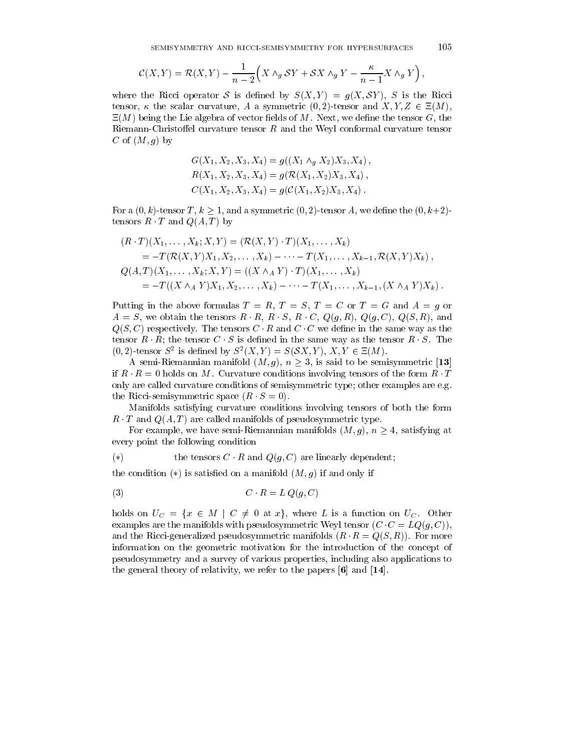$$\mathcal{C}(X,Y) = \mathcal{R}(X,Y) - \frac{1}{n-2}\Big(X \wedge_g \mathcal{S}Y + \mathcal{S}X \wedge_g Y - \frac{\kappa}{n-1} X \wedge_g Y\Big),$$

where the Ricci operator $\mathcal{S}$ is defined by $S(X,Y) = g(X, \mathcal{S}Y)$, $S$ is the Ricci tensor, $\kappa$ the scalar curvature, $A$ a symmetric $(0,2)$-tensor and $X, Y, Z \in \Xi(M)$, $\Xi(M)$ being the Lie algebra of vector fields of $M$. Next, we define the tensor $G$, the Riemann-Christoffel curvature tensor $R$ and the Weyl conformal curvature tensor $C$ of $(M,g)$ by

$$\begin{aligned}
G(X_1, X_2, X_3, X_4) &= g((X_1 \wedge_g X_2)X_3, X_4)\,,\\
R(X_1, X_2, X_3, X_4) &= g(\mathcal{R}(X_1, X_2)X_3, X_4)\,,\\
C(X_1, X_2, X_3, X_4) &= g(\mathcal{C}(X_1, X_2)X_3, X_4)\,.
\end{aligned}$$

For a $(0,k)$-tensor $T$, $k \geq 1$, and a symmetric $(0,2)$-tensor $A$, we define the $(0,k+2)$-tensors $R \cdot T$ and $Q(A,T)$ by

$$\begin{aligned}
&(R \cdot T)(X_1, \ldots, X_k; X, Y) = (\mathcal{R}(X,Y) \cdot T)(X_1, \ldots, X_k)\\
&\qquad = -T(\mathcal{R}(X,Y)X_1, X_2, \ldots, X_k) - \cdots - T(X_1, \ldots, X_{k-1}, \mathcal{R}(X,Y)X_k)\,,\\
&Q(A,T)(X_1, \ldots, X_k; X, Y) = ((X \wedge_A Y) \cdot T)(X_1, \ldots, X_k)\\
&\qquad = -T((X \wedge_A Y)X_1, X_2, \ldots, X_k) - \cdots - T(X_1, \ldots, X_{k-1}, (X \wedge_A Y)X_k)\,.
\end{aligned}$$

Putting in the above formulas $T = R$, $T = S$, $T = C$ or $T = G$ and $A = g$ or $A = S$, we obtain the tensors $R \cdot R$, $R \cdot S$, $R \cdot C$, $Q(g,R)$, $Q(g,C)$, $Q(S,R)$, and $Q(S,C)$ respectively. The tensors $C \cdot R$ and $C \cdot C$ we define in the same way as the tensor $R \cdot R$; the tensor $C \cdot S$ is defined in the same way as the tensor $R \cdot S$. The $(0,2)$-tensor $S^2$ is defined by $S^2(X,Y) = S(\mathcal{S}X, Y)$, $X, Y \in \Xi(M)$.

A semi-Riemannian manifold $(M,g)$, $n \geq 3$, is said to be semisymmetric **[13]** if $R \cdot R = 0$ holds on $M$. Curvature conditions involving tensors of the form $R \cdot T$ only are called curvature conditions of semisymmetric type; other examples are e.g. the Ricci-semisymmetric space ($R \cdot S = 0$).

Manifolds satisfying curvature conditions involving tensors of both the form $R \cdot T$ and $Q(A,T)$ are called manifolds of pseudosymmetric type.

For example, we have semi-Riemannian manifolds $(M,g)$, $n \geq 4$, satisfying at every point the following condition

$(*)$ the tensors $C \cdot R$ and $Q(g,C)$ are linearly dependent;

the condition $(*)$ is satisfied on a manifold $(M,g)$ if and only if

$$C \cdot R = L\, Q(g,C) \tag{3}$$

holds on $U_C = \{x \in M \mid C \neq 0 \text{ at } x\}$, where $L$ is a function on $U_C$. Other examples are the manifolds with pseudosymmetric Weyl tensor ($C \cdot C = LQ(g,C)$), and the Ricci-generalized pseudosymmetric manifolds ($R \cdot R = Q(S,R)$). For more information on the geometric motivation for the introduction of the concept of pseudosymmetry and a survey of various properties, including also applications to the general theory of relativity, we refer to the papers **[6]** and **[14]**.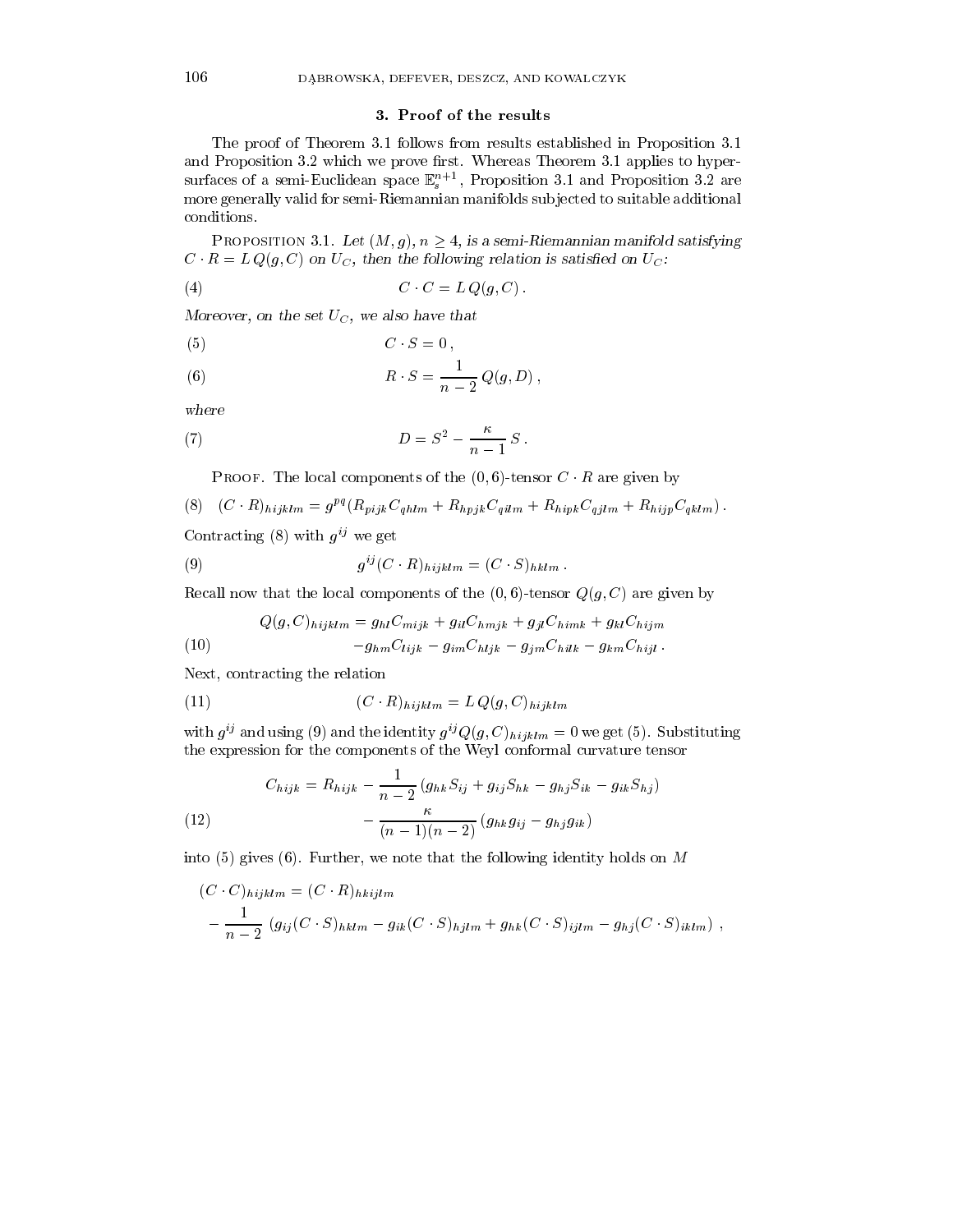## 3. Proof of the results

The proof of Theorem 3.1 follows from results established in Proposition 3.1 and Proposition 3.2 which we prove first. Whereas Theorem 3.1 applies to hypersurfaces of a semi-Euclidean space $\mathbb{E}_s^{n+1}$, Proposition 3.1 and Proposition 3.2 are more generally valid for semi-Riemannian manifolds subjected to suitable additional conditions.

Proposition 3.1. *Let $(M, g)$, $n \geq 4$, is a semi-Riemannian manifold satisfying $C \cdot R = L\, Q(g, C)$ on $U_C$, then the following relation is satisfied on $U_C$:*

$$C \cdot C = L\, Q(g, C)\,. \tag{4}$$

*Moreover, on the set $U_C$, we also have that*

$$C \cdot S = 0\,, \tag{5}$$

$$R \cdot S = \frac{1}{n-2}\, Q(g, D)\,, \tag{6}$$

*where*

$$D = S^2 - \frac{\kappa}{n-1}\, S\,. \tag{7}$$

Proof. The local components of the $(0, 6)$-tensor $C \cdot R$ are given by

$$(C \cdot R)_{hijklm} = g^{pq}(R_{pijk}C_{qhlm} + R_{hpjk}C_{qilm} + R_{hipk}C_{qjlm} + R_{hijp}C_{qklm})\,. \tag{8}$$

Contracting (8) with $g^{ij}$ we get

$$g^{ij}(C \cdot R)_{hijklm} = (C \cdot S)_{hklm}\,. \tag{9}$$

Recall now that the local components of the $(0, 6)$-tensor $Q(g, C)$ are given by

$$\begin{aligned} Q(g, C)_{hijklm} = {} & g_{hl}C_{mijk} + g_{il}C_{hmjk} + g_{jl}C_{himk} + g_{kl}C_{hijm} \\ & - g_{hm}C_{lijk} - g_{im}C_{hljk} - g_{jm}C_{hilk} - g_{km}C_{hijl}\,. \end{aligned} \tag{10}$$

Next, contracting the relation

$$(C \cdot R)_{hijklm} = L\, Q(g, C)_{hijklm} \tag{11}$$

with $g^{ij}$ and using (9) and the identity $g^{ij}Q(g, C)_{hijklm} = 0$ we get (5). Substituting the expression for the components of the Weyl conformal curvature tensor

$$\begin{aligned} C_{hijk} = {} & R_{hijk} - \frac{1}{n-2}\,(g_{hk}S_{ij} + g_{ij}S_{hk} - g_{hj}S_{ik} - g_{ik}S_{hj}) \\ & - \frac{\kappa}{(n-1)(n-2)}\,(g_{hk}g_{ij} - g_{hj}g_{ik}) \end{aligned} \tag{12}$$

into (5) gives (6). Further, we note that the following identity holds on $M$

$$\begin{aligned} & (C \cdot C)_{hijklm} = (C \cdot R)_{hkijlm} \\ & \quad - \frac{1}{n-2}\,\left(g_{ij}(C \cdot S)_{hklm} - g_{ik}(C \cdot S)_{hjlm} + g_{hk}(C \cdot S)_{ijlm} - g_{hj}(C \cdot S)_{iklm}\right)\,, \end{aligned}$$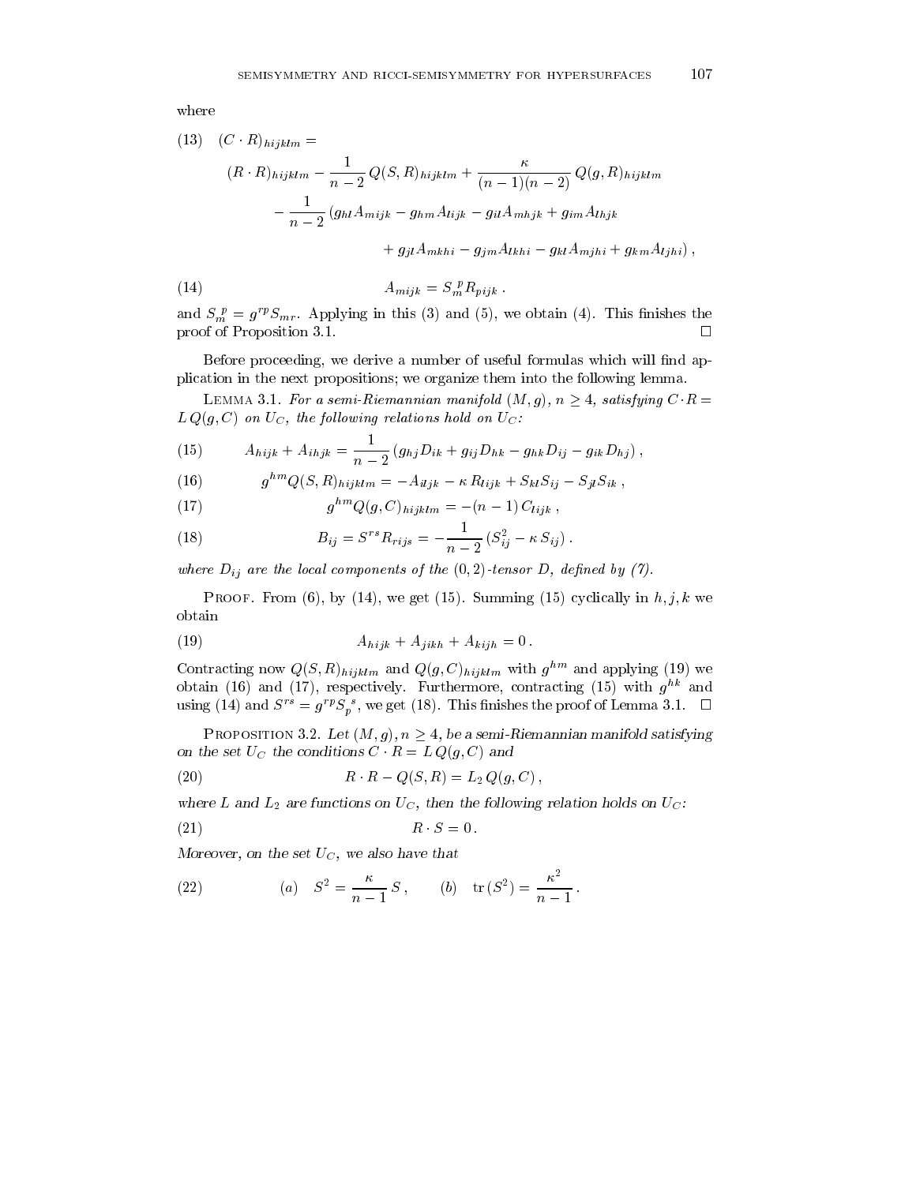where

$$
\begin{aligned}
(13)\quad (C\cdot R)_{hijklm} = \\
&(R\cdot R)_{hijklm} - \frac{1}{n-2}\,Q(S,R)_{hijklm} + \frac{\kappa}{(n-1)(n-2)}\,Q(g,R)_{hijklm} \\
&\quad - \frac{1}{n-2}\,(g_{hl}A_{mijk} - g_{hm}A_{lijk} - g_{il}A_{mhjk} + g_{im}A_{lhjk} \\
&\qquad\qquad + g_{jl}A_{mkhi} - g_{jm}A_{lkhi} - g_{kl}A_{mjhi} + g_{km}A_{ljhi})\,,
\end{aligned}
$$

$$
A_{mijk} = S_m^{\ p} R_{pijk}\,. \tag{14}
$$

and $S_m^{\ p} = g^{rp}S_{mr}$. Applying in this (3) and (5), we obtain (4). This finishes the proof of Proposition 3.1. □

Before proceeding, we derive a number of useful formulas which will find application in the next propositions; we organize them into the following lemma.

Lemma 3.1. *For a semi-Riemannian manifold $(M,g)$, $n\geq 4$, satisfying $C\cdot R = L\,Q(g,C)$ on $U_C$, the following relations hold on $U_C$:*

$$
A_{hijk} + A_{ihjk} = \frac{1}{n-2}\,(g_{hj}D_{ik} + g_{ij}D_{hk} - g_{hk}D_{ij} - g_{ik}D_{hj})\,, \tag{15}
$$

$$
g^{hm}Q(S,R)_{hijklm} = -A_{iljk} - \kappa\,R_{lijk} + S_{kl}S_{ij} - S_{jl}S_{ik}\,, \tag{16}
$$

$$
g^{hm}Q(g,C)_{hijklm} = -(n-1)\,C_{lijk}\,, \tag{17}
$$

$$
B_{ij} = S^{rs}R_{rijs} = -\frac{1}{n-2}\,(S^2_{ij} - \kappa\,S_{ij})\,. \tag{18}
$$

*where $D_{ij}$ are the local components of the $(0,2)$-tensor $D$, defined by (7).*

Proof. From (6), by (14), we get (15). Summing (15) cyclically in $h,j,k$ we obtain

$$
A_{hijk} + A_{jikh} + A_{kijh} = 0\,. \tag{19}
$$

Contracting now $Q(S,R)_{hijklm}$ and $Q(g,C)_{hijklm}$ with $g^{hm}$ and applying (19) we obtain (16) and (17), respectively. Furthermore, contracting (15) with $g^{hk}$ and using (14) and $S^{rs} = g^{rp}S_p^{\ s}$, we get (18). This finishes the proof of Lemma 3.1. □

Proposition 3.2. *Let $(M,g)$, $n\geq 4$, be a semi-Riemannian manifold satisfying on the set $U_C$ the conditions $C\cdot R = L\,Q(g,C)$ and*

$$
R\cdot R - Q(S,R) = L_2\,Q(g,C)\,, \tag{20}
$$

*where $L$ and $L_2$ are functions on $U_C$, then the following relation holds on $U_C$:*

$$
R\cdot S = 0\,. \tag{21}
$$

*Moreover, on the set $U_C$, we also have that*

$$
(a)\quad S^2 = \frac{\kappa}{n-1}\,S\,, \qquad (b)\quad \mathrm{tr}\,(S^2) = \frac{\kappa^2}{n-1}\,. \tag{22}
$$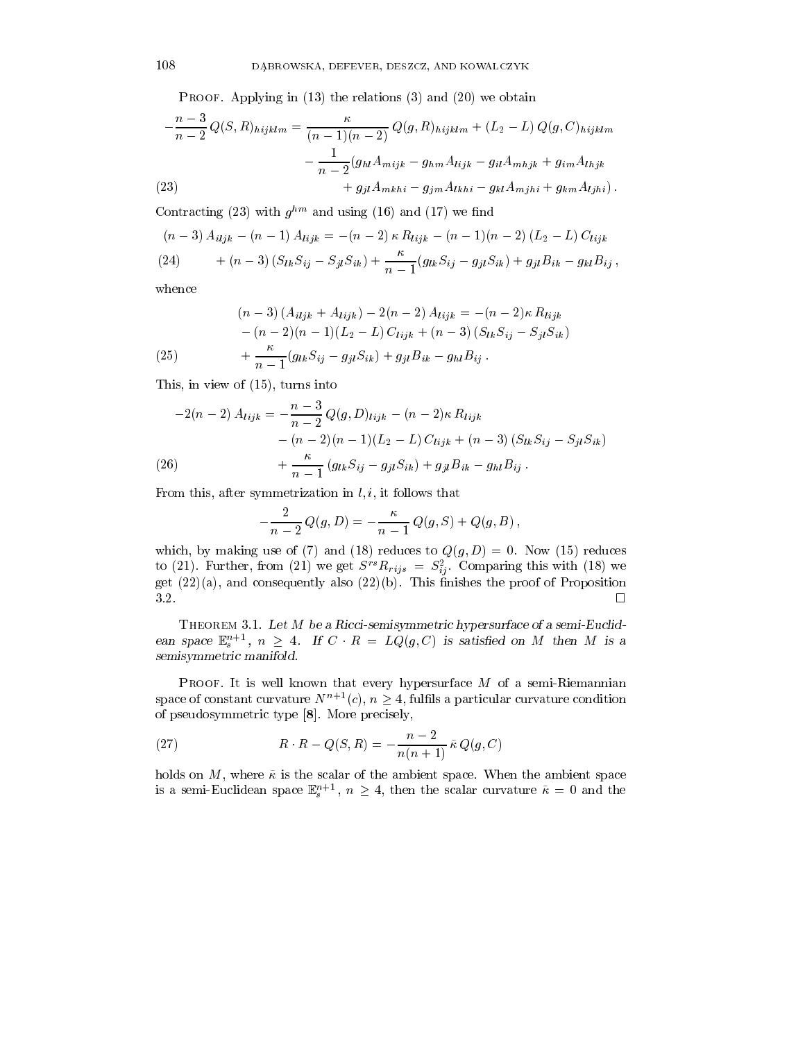PROOF. Applying in (13) the relations (3) and (20) we obtain

$$
\begin{aligned}
-\frac{n-3}{n-2}\, Q(S,R)_{hijklm} = {} & \frac{\kappa}{(n-1)(n-2)}\, Q(g,R)_{hijklm} + (L_2 - L)\, Q(g,C)_{hijklm} \\
& - \frac{1}{n-2}(g_{hl}A_{mijk} - g_{hm}A_{lijk} - g_{il}A_{mhjk} + g_{im}A_{lhjk} \\
& + g_{jl}A_{mkhi} - g_{jm}A_{lkhi} - g_{kl}A_{mjhi} + g_{km}A_{ljhi})\,. \qquad (23)
\end{aligned}
$$

Contracting (23) with $g^{hm}$ and using (16) and (17) we find

$$
\begin{aligned}
(n-3)\, A_{iljk} - (n-1)\, A_{lijk} = {} & -(n-2)\,\kappa\, R_{lijk} - (n-1)(n-2)\,(L_2 - L)\, C_{lijk} \\
& + (n-3)\,(S_{lk}S_{ij} - S_{jl}S_{ik}) + \frac{\kappa}{n-1}(g_{lk}S_{ij} - g_{jl}S_{ik}) + g_{jl}B_{ik} - g_{kl}B_{ij}\,, \qquad (24)
\end{aligned}
$$

whence

$$
\begin{aligned}
(n-3)\,(A_{iljk} + A_{lijk}) - 2(n-2)\, A_{lijk} = {} & -(n-2)\kappa\, R_{lijk} \\
& - (n-2)(n-1)(L_2 - L)\, C_{lijk} + (n-3)\,(S_{lk}S_{ij} - S_{jl}S_{ik}) \\
& + \frac{\kappa}{n-1}(g_{lk}S_{ij} - g_{jl}S_{ik}) + g_{jl}B_{ik} - g_{hl}B_{ij}\,. \qquad (25)
\end{aligned}
$$

This, in view of (15), turns into

$$
\begin{aligned}
-2(n-2)\, A_{lijk} = {} & -\frac{n-3}{n-2}\, Q(g,D)_{lijk} - (n-2)\kappa\, R_{lijk} \\
& - (n-2)(n-1)(L_2 - L)\, C_{lijk} + (n-3)\,(S_{lk}S_{ij} - S_{jl}S_{ik}) \\
& + \frac{\kappa}{n-1}\,(g_{lk}S_{ij} - g_{jl}S_{ik}) + g_{jl}B_{ik} - g_{hl}B_{ij}\,. \qquad (26)
\end{aligned}
$$

From this, after symmetrization in $l, i$, it follows that

$$
-\frac{2}{n-2}\, Q(g,D) = -\frac{\kappa}{n-1}\, Q(g,S) + Q(g,B)\,,
$$

which, by making use of (7) and (18) reduces to $Q(g,D) = 0$. Now (15) reduces to (21). Further, from (21) we get $S^{rs}R_{rijs} = S^2_{ij}$. Comparing this with (18) we get (22)(a), and consequently also (22)(b). This finishes the proof of Proposition 3.2. □

THEOREM 3.1. *Let $M$ be a Ricci-semisymmetric hypersurface of a semi-Euclidean space $\mathbb{E}^{n+1}_s$, $n \geq 4$. If $C \cdot R = LQ(g,C)$ is satisfied on $M$ then $M$ is a semisymmetric manifold.*

PROOF. It is well known that every hypersurface $M$ of a semi-Riemannian space of constant curvature $N^{n+1}(c)$, $n \geq 4$, fulfils a particular curvature condition of pseudosymmetric type [8]. More precisely,

$$
R \cdot R - Q(S,R) = -\frac{n-2}{n(n+1)}\, \bar{\kappa}\, Q(g,C) \qquad (27)
$$

holds on $M$, where $\bar{\kappa}$ is the scalar of the ambient space. When the ambient space is a semi-Euclidean space $\mathbb{E}^{n+1}_s$, $n \geq 4$, then the scalar curvature $\bar{\kappa} = 0$ and the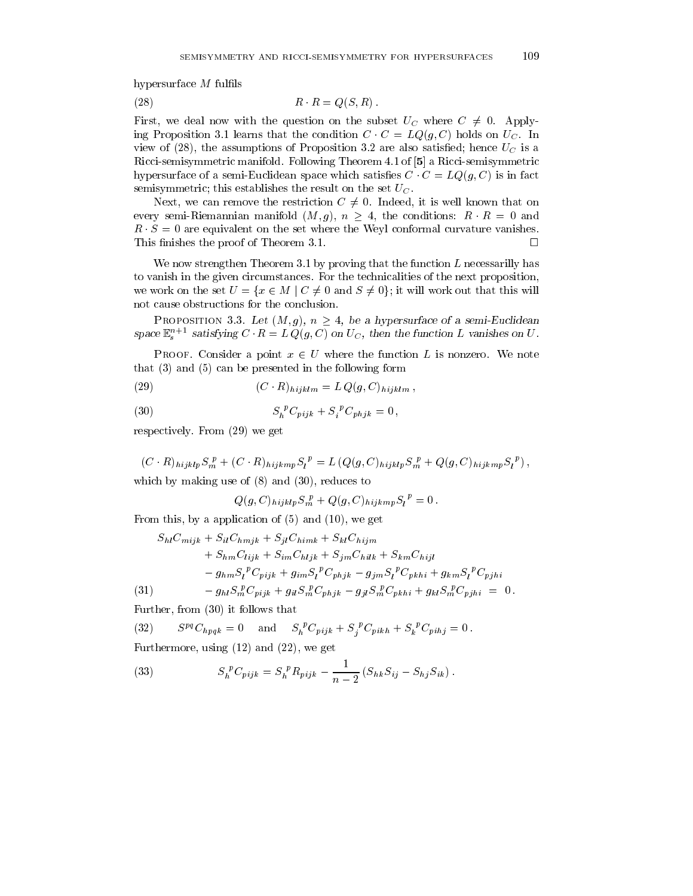hypersurface $M$ fulfils

$$R \cdot R = Q(S, R)\,. \tag{28}$$

First, we deal now with the question on the subset $U_C$ where $C \neq 0$. Applying Proposition 3.1 learns that the condition $C \cdot C = LQ(g, C)$ holds on $U_C$. In view of (28), the assumptions of Proposition 3.2 are also satisfied; hence $U_C$ is a Ricci-semisymmetric manifold. Following Theorem 4.1 of [**5**] a Ricci-semisymmetric hypersurface of a semi-Euclidean space which satisfies $C \cdot C = LQ(g, C)$ is in fact semisymmetric; this establishes the result on the set $U_C$.

Next, we can remove the restriction $C \neq 0$. Indeed, it is well known that on every semi-Riemannian manifold $(M, g)$, $n \geq 4$, the conditions: $R \cdot R = 0$ and $R \cdot S = 0$ are equivalent on the set where the Weyl conformal curvature vanishes. This finishes the proof of Theorem 3.1. □

We now strengthen Theorem 3.1 by proving that the function $L$ necessarilly has to vanish in the given circumstances. For the technicalities of the next proposition, we work on the set $U = \{x \in M \mid C \neq 0 \text{ and } S \neq 0\}$; it will work out that this will not cause obstructions for the conclusion.

Proposition 3.3. *Let $(M, g)$, $n \geq 4$, be a hypersurface of a semi-Euclidean space $\mathbb{E}^{n+1}_s$ satisfying $C \cdot R = L\,Q(g, C)$ on $U_C$, then the function $L$ vanishes on $U$.*

Proof. Consider a point $x \in U$ where the function $L$ is nonzero. We note that (3) and (5) can be presented in the following form

$$(C \cdot R)_{hijklm} = L\,Q(g, C)_{hijklm}\,, \tag{29}$$

$$S_h{}^p C_{pijk} + S_i{}^p C_{phjk} = 0\,, \tag{30}$$

respectively. From (29) we get

$$(C \cdot R)_{hijklp} S^p_m + (C \cdot R)_{hijkmp} S_l{}^p = L\,(Q(g, C)_{hijklp} S^p_m + Q(g, C)_{hijkmp} S_l{}^p)\,,$$

which by making use of (8) and (30), reduces to

$$Q(g, C)_{hijklp} S^p_m + Q(g, C)_{hijkmp} S_l{}^p = 0\,.$$

From this, by a application of (5) and (10), we get

$$\begin{aligned} S_{hl} C_{mijk} &+ S_{il} C_{hmjk} + S_{jl} C_{himk} + S_{kl} C_{hijm} \\ &+ S_{hm} C_{lijk} + S_{im} C_{hljk} + S_{jm} C_{hilk} + S_{km} C_{hijl} \\ &- g_{hm} S_l{}^p C_{pijk} + g_{im} S_l{}^p C_{phjk} - g_{jm} S_l{}^p C_{pkhi} + g_{km} S_l{}^p C_{pjhi} \\ &- g_{hl} S^p_m C_{pijk} + g_{il} S^p_m C_{phjk} - g_{jl} S^p_m C_{pkhi} + g_{kl} S^p_m C_{pjhi} \;=\; 0\,. \end{aligned} \tag{31}$$

Further, from (30) it follows that

$$S^{pq} C_{hpqk} = 0 \quad \text{and} \quad S_h{}^p C_{pijk} + S_j{}^p C_{pikh} + S_k{}^p C_{pihj} = 0\,. \tag{32}$$

Furthermore, using (12) and (22), we get

$$S_h{}^p C_{pijk} = S_h{}^p R_{pijk} - \frac{1}{n-2}\,(S_{hk} S_{ij} - S_{hj} S_{ik})\,. \tag{33}$$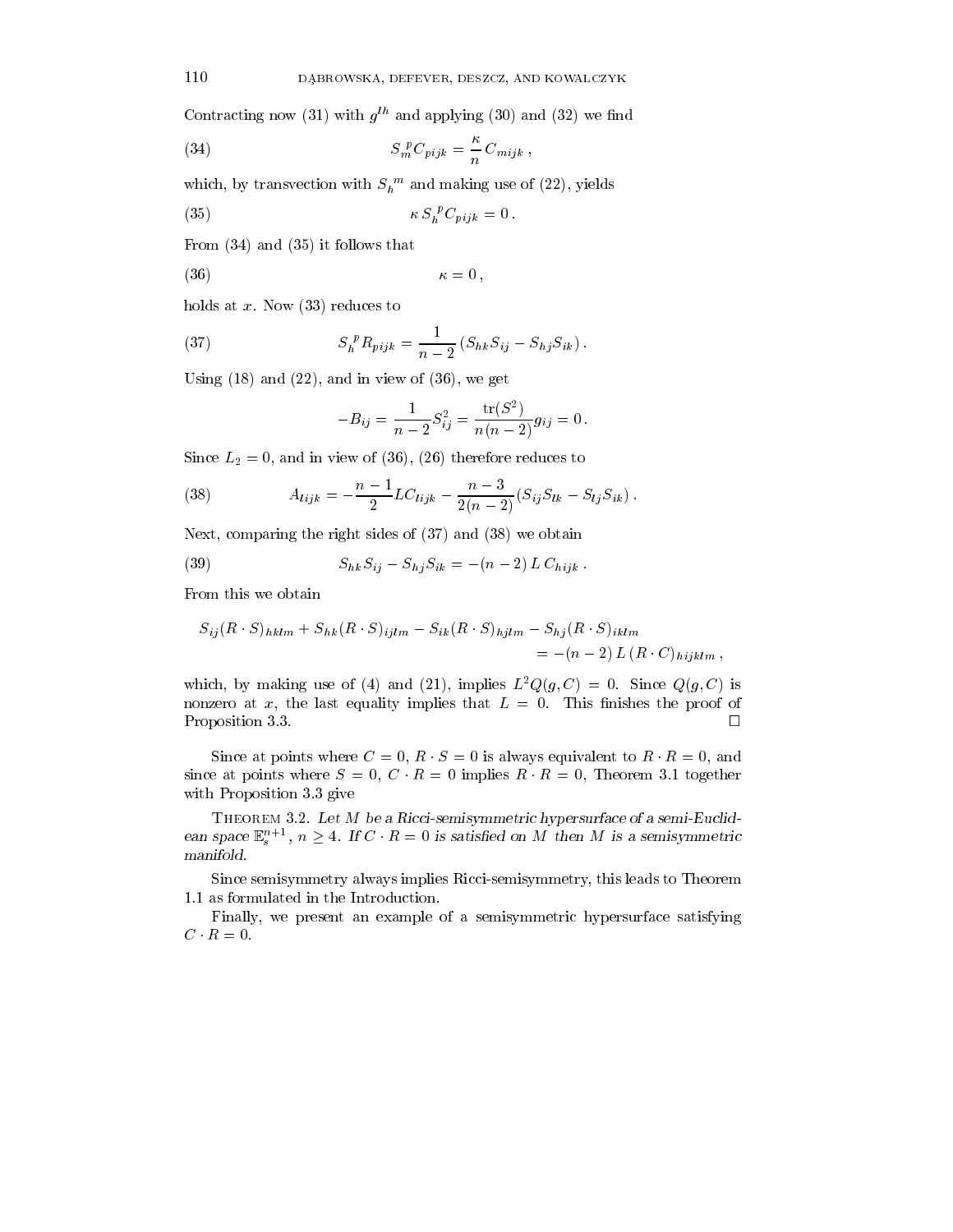Contracting now (31) with $g^{lh}$ and applying (30) and (32) we find

$$S_m^{\ p} C_{pijk} = \frac{\kappa}{n} C_{mijk} , \tag{34}$$

which, by transvection with $S_h^{\ m}$ and making use of (22), yields

$$\kappa \, S_h^{\ p} C_{pijk} = 0 . \tag{35}$$

From (34) and (35) it follows that

$$\kappa = 0 , \tag{36}$$

holds at $x$. Now (33) reduces to

$$S_h^{\ p} R_{pijk} = \frac{1}{n-2} \left( S_{hk} S_{ij} - S_{hj} S_{ik} \right) . \tag{37}$$

Using (18) and (22), and in view of (36), we get

$$-B_{ij} = \frac{1}{n-2} S_{ij}^2 = \frac{\operatorname{tr}(S^2)}{n(n-2)} g_{ij} = 0 .$$

Since $L_2 = 0$, and in view of (36), (26) therefore reduces to

$$A_{lijk} = -\frac{n-1}{2} L C_{lijk} - \frac{n-3}{2(n-2)} (S_{ij} S_{lk} - S_{lj} S_{ik}) . \tag{38}$$

Next, comparing the right sides of (37) and (38) we obtain

$$S_{hk} S_{ij} - S_{hj} S_{ik} = -(n-2) \, L \, C_{hijk} . \tag{39}$$

From this we obtain

$$\begin{aligned} S_{ij} (R \cdot S)_{hklm} + S_{hk} (R \cdot S)_{ijlm} - S_{ik} (R \cdot S)_{hjlm} - S_{hj} (R \cdot S)_{iklm} & \\ = -(n-2) \, L \, (R \cdot C)_{hijklm} & , \end{aligned}$$

which, by making use of (4) and (21), implies $L^2 Q(g, C) = 0$. Since $Q(g, C)$ is nonzero at $x$, the last equality implies that $L = 0$. This finishes the proof of Proposition 3.3. □

Since at points where $C = 0$, $R \cdot S = 0$ is always equivalent to $R \cdot R = 0$, and since at points where $S = 0$, $C \cdot R = 0$ implies $R \cdot R = 0$, Theorem 3.1 together with Proposition 3.3 give

THEOREM 3.2. *Let $M$ be a Ricci-semisymmetric hypersurface of a semi-Euclidean space $\mathbb{E}_s^{n+1}$, $n \geq 4$. If $C \cdot R = 0$ is satisfied on $M$ then $M$ is a semisymmetric manifold.*

Since semisymmetry always implies Ricci-semisymmetry, this leads to Theorem 1.1 as formulated in the Introduction.

Finally, we present an example of a semisymmetric hypersurface satisfying $C \cdot R = 0$.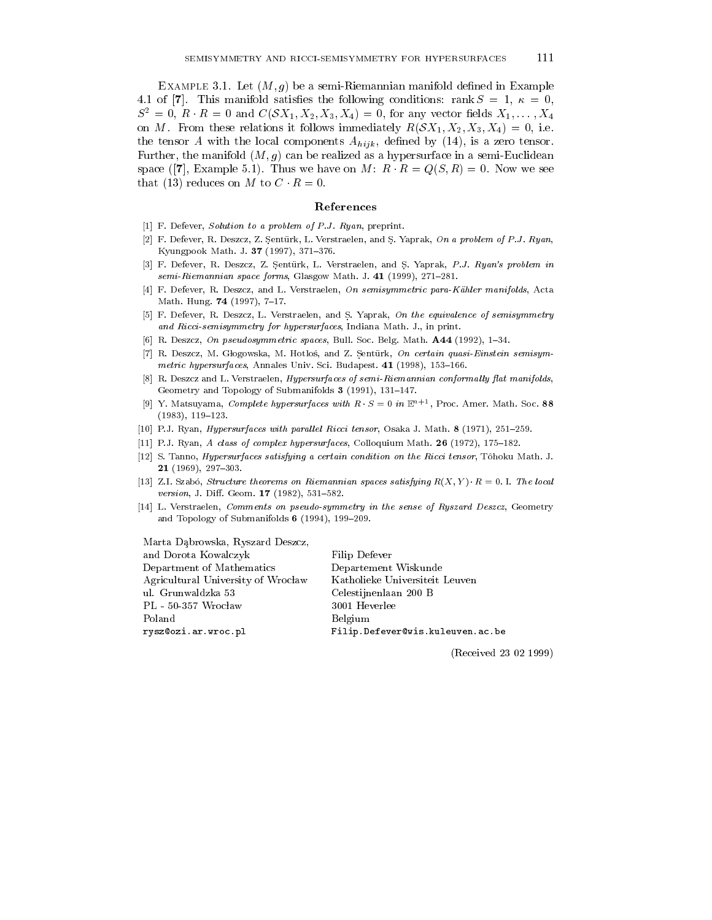Example 3.1. Let $(M, g)$ be a semi-Riemannian manifold defined in Example 4.1 of [**7**]. This manifold satisfies the following conditions: $\operatorname{rank} S = 1$, $\kappa = 0$, $S^2 = 0$, $R \cdot R = 0$ and $C(\mathcal{S}X_1, X_2, X_3, X_4) = 0$, for any vector fields $X_1, \ldots, X_4$ on $M$. From these relations it follows immediately $R(\mathcal{S}X_1, X_2, X_3, X_4) = 0$, i.e. the tensor $A$ with the local components $A_{hijk}$, defined by (14), is a zero tensor. Further, the manifold $(M, g)$ can be realized as a hypersurface in a semi-Euclidean space ([**7**], Example 5.1). Thus we have on $M$: $R \cdot R = Q(S, R) = 0$. Now we see that (13) reduces on $M$ to $C \cdot R = 0$.

## References

[1] F. Defever, *Solution to a problem of P.J. Ryan*, preprint.

[2] F. Defever, R. Deszcz, Z. Şentürk, L. Verstraelen, and Ş. Yaprak, *On a problem of P.J. Ryan*, Kyungpook Math. J. **37** (1997), 371–376.

[3] F. Defever, R. Deszcz, Z. Şentürk, L. Verstraelen, and Ş. Yaprak, *P.J. Ryan's problem in semi-Riemannian space forms*, Glasgow Math. J. **41** (1999), 271–281.

[4] F. Defever, R. Deszcz, and L. Verstraelen, *On semisymmetric para-Kähler manifolds*, Acta Math. Hung. **74** (1997), 7–17.

[5] F. Defever, R. Deszcz, L. Verstraelen, and Ş. Yaprak, *On the equivalence of semisymmetry and Ricci-semisymmetry for hypersurfaces*, Indiana Math. J., in print.

[6] R. Deszcz, *On pseudosymmetric spaces*, Bull. Soc. Belg. Math. **A44** (1992), 1–34.

[7] R. Deszcz, M. Głogowska, M. Hotloś, and Z. Şentürk, *On certain quasi-Einstein semisymmetric hypersurfaces*, Annales Univ. Sci. Budapest. **41** (1998), 153–166.

[8] R. Deszcz and L. Verstraelen, *Hypersurfaces of semi-Riemannian conformally flat manifolds*, Geometry and Topology of Submanifolds **3** (1991), 131–147.

[9] Y. Matsuyama, *Complete hypersurfaces with $R \cdot S = 0$ in $\mathbb{E}^{n+1}$*, Proc. Amer. Math. Soc. **88** (1983), 119–123.

[10] P.J. Ryan, *Hypersurfaces with parallel Ricci tensor*, Osaka J. Math. **8** (1971), 251–259.

[11] P.J. Ryan, *A class of complex hypersurfaces*, Colloquium Math. **26** (1972), 175–182.

[12] S. Tanno, *Hypersurfaces satisfying a certain condition on the Ricci tensor*, Tôhoku Math. J. **21** (1969), 297–303.

[13] Z.I. Szabó, *Structure theorems on Riemannian spaces satisfying $R(X, Y) \cdot R = 0$. I. The local version*, J. Diff. Geom. **17** (1982), 531–582.

[14] L. Verstraelen, *Comments on pseudo-symmetry in the sense of Ryszard Deszcz*, Geometry and Topology of Submanifolds **6** (1994), 199–209.

Marta Dąbrowska, Ryszard Deszcz,
and Dorota Kowalczyk
Department of Mathematics
Agricultural University of Wrocław
ul. Grunwaldzka 53
PL - 50-357 Wrocław
Poland
`rysz@ozi.ar.wroc.pl`

Filip Defever
Departement Wiskunde
Katholieke Universiteit Leuven
Celestijnenlaan 200 B
3001 Heverlee
Belgium
`Filip.Defever@wis.kuleuven.ac.be`

(Received 23 02 1999)